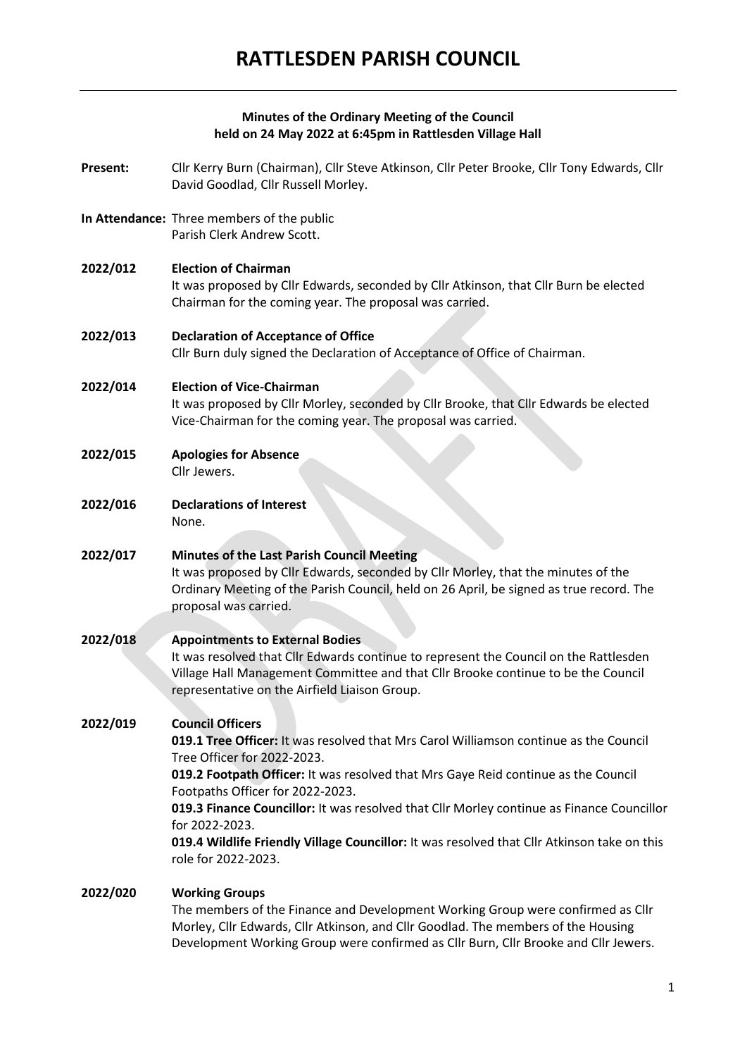# RATTLESDEN PARISH COUNCIL

**Minutes of the Ordinary Meeting of the Council held on 24 May 2022 at 6:45pm in Rattlesden Village Hall**

**Present:** Cllr Kerry Burn (Chairman), Cllr Steve Atkinson, Cllr Peter Brooke, Cllr Tony Edwards, Cllr David Goodlad, Cllr Russell Morley.

**In Attendance:** Three members of the public
Parish Clerk Andrew Scott.

**2022/012 Election of Chairman**
It was proposed by Cllr Edwards, seconded by Cllr Atkinson, that Cllr Burn be elected Chairman for the coming year. The proposal was carried.

**2022/013 Declaration of Acceptance of Office**
Cllr Burn duly signed the Declaration of Acceptance of Office of Chairman.

**2022/014 Election of Vice-Chairman**
It was proposed by Cllr Morley, seconded by Cllr Brooke, that Cllr Edwards be elected Vice-Chairman for the coming year. The proposal was carried.

**2022/015 Apologies for Absence**
Cllr Jewers.

**2022/016 Declarations of Interest**
None.

**2022/017 Minutes of the Last Parish Council Meeting**
It was proposed by Cllr Edwards, seconded by Cllr Morley, that the minutes of the Ordinary Meeting of the Parish Council, held on 26 April, be signed as true record. The proposal was carried.

**2022/018 Appointments to External Bodies**
It was resolved that Cllr Edwards continue to represent the Council on the Rattlesden Village Hall Management Committee and that Cllr Brooke continue to be the Council representative on the Airfield Liaison Group.

**2022/019 Council Officers**
**019.1 Tree Officer:** It was resolved that Mrs Carol Williamson continue as the Council Tree Officer for 2022-2023.
**019.2 Footpath Officer:** It was resolved that Mrs Gaye Reid continue as the Council Footpaths Officer for 2022-2023.
**019.3 Finance Councillor:** It was resolved that Cllr Morley continue as Finance Councillor for 2022-2023.
**019.4 Wildlife Friendly Village Councillor:** It was resolved that Cllr Atkinson take on this role for 2022-2023.

**2022/020 Working Groups**
The members of the Finance and Development Working Group were confirmed as Cllr Morley, Cllr Edwards, Cllr Atkinson, and Cllr Goodlad. The members of the Housing Development Working Group were confirmed as Cllr Burn, Cllr Brooke and Cllr Jewers.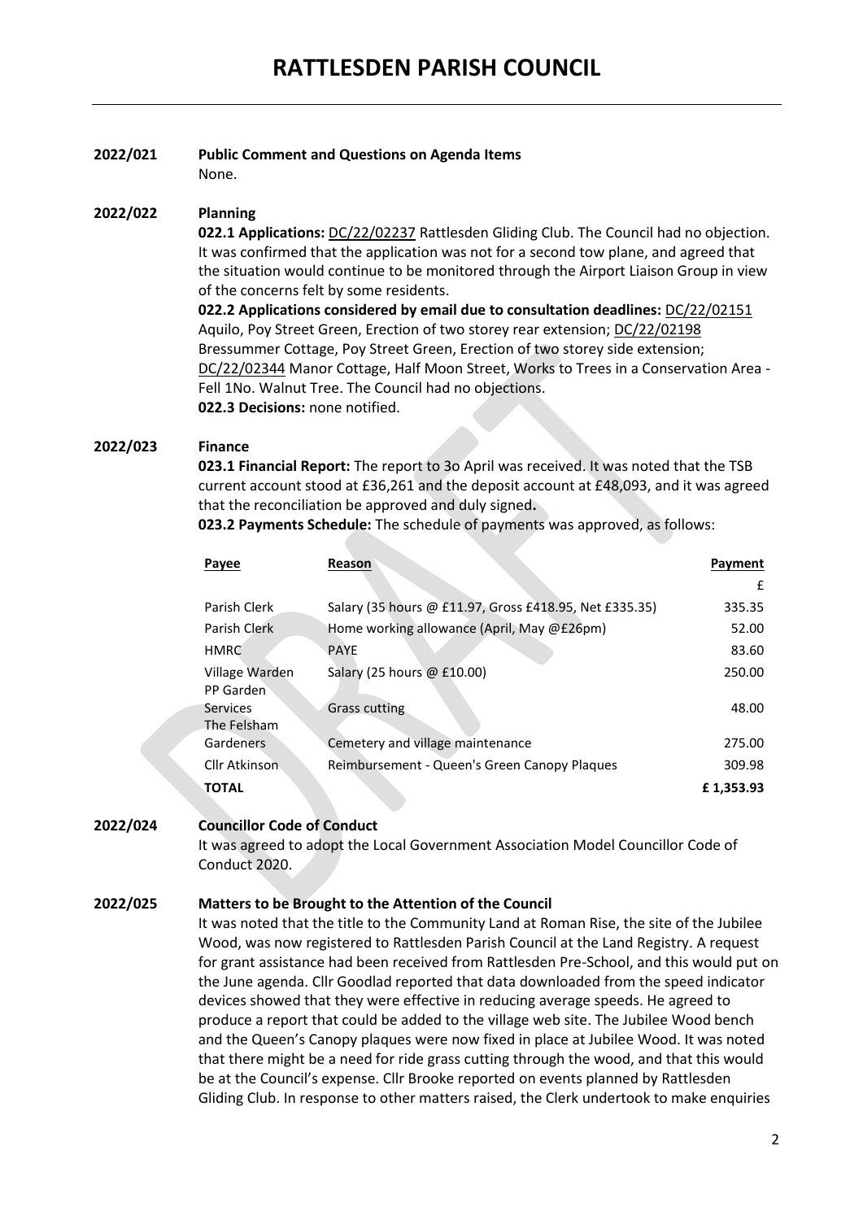# RATTLESDEN PARISH COUNCIL

**2022/021 Public Comment and Questions on Agenda Items**

None.

**2022/022 Planning**

**022.1 Applications:** DC/22/02237 Rattlesden Gliding Club. The Council had no objection. It was confirmed that the application was not for a second tow plane, and agreed that the situation would continue to be monitored through the Airport Liaison Group in view of the concerns felt by some residents.

**022.2 Applications considered by email due to consultation deadlines:** DC/22/02151 Aquilo, Poy Street Green, Erection of two storey rear extension; DC/22/02198 Bressummer Cottage, Poy Street Green, Erection of two storey side extension; DC/22/02344 Manor Cottage, Half Moon Street, Works to Trees in a Conservation Area - Fell 1No. Walnut Tree. The Council had no objections.

**022.3 Decisions:** none notified.

**2022/023 Finance**

**023.1 Financial Report:** The report to 3o April was received. It was noted that the TSB current account stood at £36,261 and the deposit account at £48,093, and it was agreed that the reconciliation be approved and duly signed**.**

**023.2 Payments Schedule:** The schedule of payments was approved, as follows:

| Payee | Reason | Payment |
|---|---|---|
| | | £ |
| Parish Clerk | Salary (35 hours @ £11.97, Gross £418.95, Net £335.35) | 335.35 |
| Parish Clerk | Home working allowance (April, May @£26pm) | 52.00 |
| HMRC | PAYE | 83.60 |
| Village Warden | Salary (25 hours @ £10.00) | 250.00 |
| PP Garden Services | Grass cutting | 48.00 |
| The Felsham Gardeners | Cemetery and village maintenance | 275.00 |
| Cllr Atkinson | Reimbursement - Queen's Green Canopy Plaques | 309.98 |
| **TOTAL** | | **£ 1,353.93** |

**2022/024 Councillor Code of Conduct**

It was agreed to adopt the Local Government Association Model Councillor Code of Conduct 2020.

**2022/025 Matters to be Brought to the Attention of the Council**

It was noted that the title to the Community Land at Roman Rise, the site of the Jubilee Wood, was now registered to Rattlesden Parish Council at the Land Registry. A request for grant assistance had been received from Rattlesden Pre-School, and this would put on the June agenda. Cllr Goodlad reported that data downloaded from the speed indicator devices showed that they were effective in reducing average speeds. He agreed to produce a report that could be added to the village web site. The Jubilee Wood bench and the Queen's Canopy plaques were now fixed in place at Jubilee Wood. It was noted that there might be a need for ride grass cutting through the wood, and that this would be at the Council's expense. Cllr Brooke reported on events planned by Rattlesden Gliding Club. In response to other matters raised, the Clerk undertook to make enquiries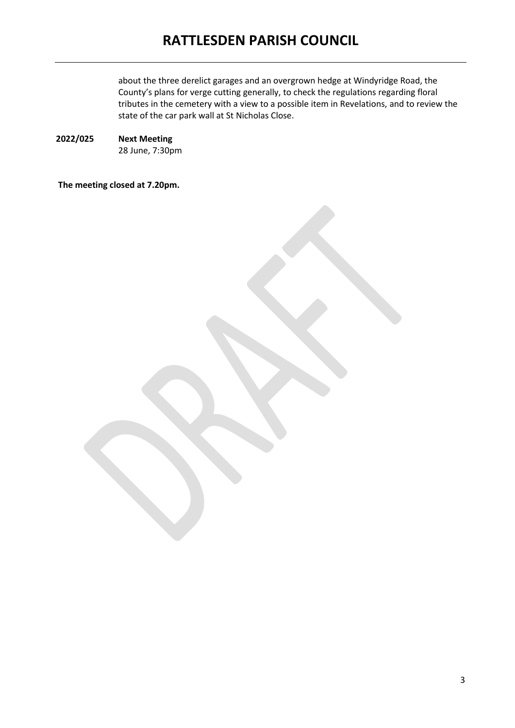about the three derelict garages and an overgrown hedge at Windyridge Road, the County's plans for verge cutting generally, to check the regulations regarding floral tributes in the cemetery with a view to a possible item in Revelations, and to review the state of the car park wall at St Nicholas Close.

**2022/025 Next Meeting**

28 June, 7:30pm

**The meeting closed at 7.20pm.**